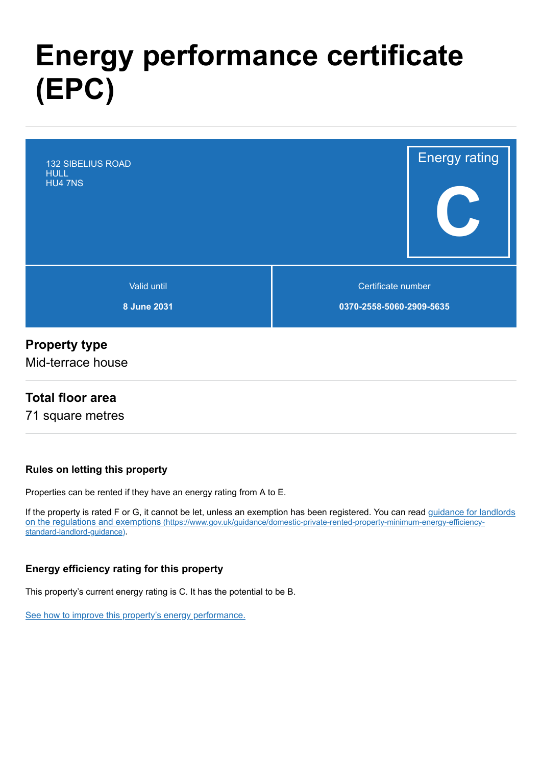# Energy performance certificate (EPC)

132 SIBELIUS ROAD
HULL
HU4 7NS

Energy rating

**C**

| Valid until | Certificate number |
|---|---|
| **8 June 2031** | **0370-2558-5060-2909-5635** |

## Property type

Mid-terrace house

## Total floor area

71 square metres

### Rules on letting this property

Properties can be rented if they have an energy rating from A to E.

If the property is rated F or G, it cannot be let, unless an exemption has been registered. You can read [guidance for landlords on the regulations and exemptions (https://www.gov.uk/guidance/domestic-private-rented-property-minimum-energy-efficiency-standard-landlord-guidance)](https://www.gov.uk/guidance/domestic-private-rented-property-minimum-energy-efficiency-standard-landlord-guidance).

### Energy efficiency rating for this property

This property's current energy rating is C. It has the potential to be B.

See how to improve this property's energy performance.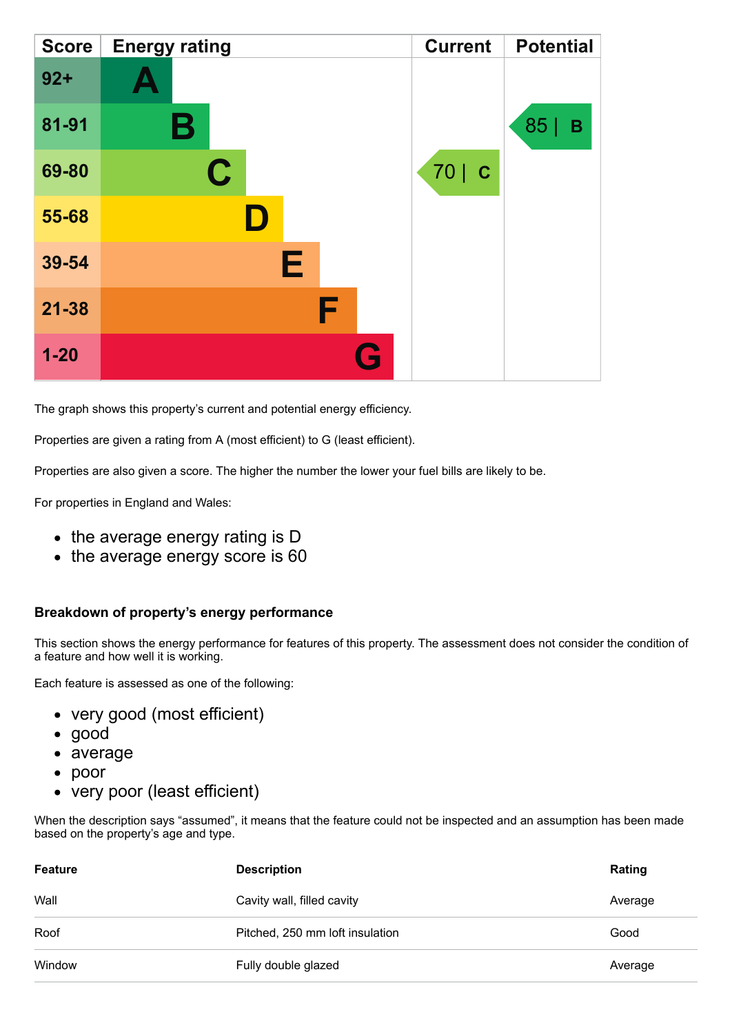| Score | Energy rating | Current | Potential |
|---|---|---|---|
| 92+ | A | | |
| 81-91 | B | | 85 \| B |
| 69-80 | C | 70 \| C | |
| 55-68 | D | | |
| 39-54 | E | | |
| 21-38 | F | | |
| 1-20 | G | | |

The graph shows this property's current and potential energy efficiency.

Properties are given a rating from A (most efficient) to G (least efficient).

Properties are also given a score. The higher the number the lower your fuel bills are likely to be.

For properties in England and Wales:

- the average energy rating is D
- the average energy score is 60

### Breakdown of property's energy performance

This section shows the energy performance for features of this property. The assessment does not consider the condition of a feature and how well it is working.

Each feature is assessed as one of the following:

- very good (most efficient)
- good
- average
- poor
- very poor (least efficient)

When the description says "assumed", it means that the feature could not be inspected and an assumption has been made based on the property's age and type.

| Feature | Description | Rating |
|---|---|---|
| Wall | Cavity wall, filled cavity | Average |
| Roof | Pitched, 250 mm loft insulation | Good |
| Window | Fully double glazed | Average |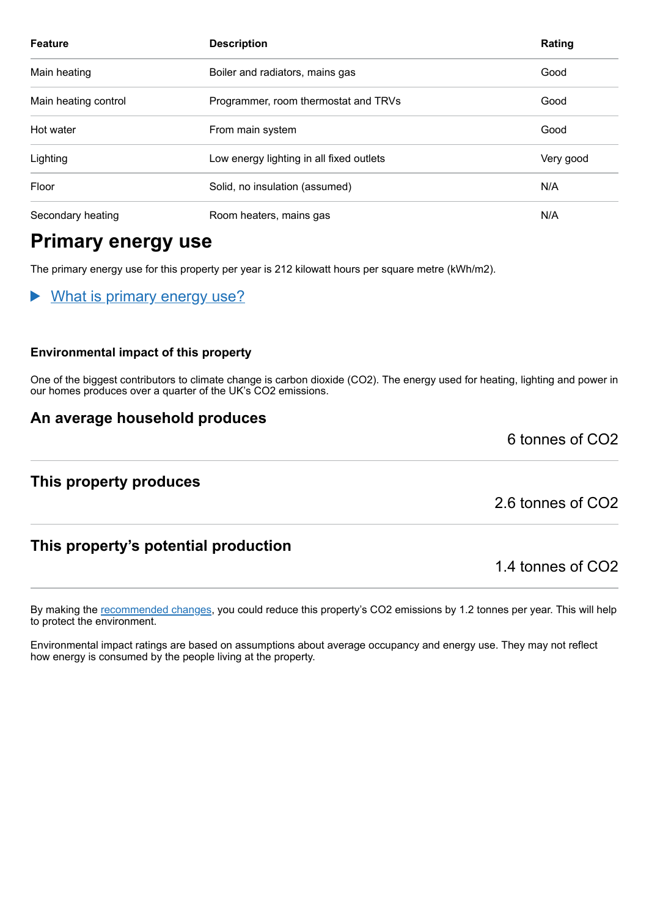| Feature | Description | Rating |
| --- | --- | --- |
| Main heating | Boiler and radiators, mains gas | Good |
| Main heating control | Programmer, room thermostat and TRVs | Good |
| Hot water | From main system | Good |
| Lighting | Low energy lighting in all fixed outlets | Very good |
| Floor | Solid, no insulation (assumed) | N/A |
| Secondary heating | Room heaters, mains gas | N/A |

## Primary energy use

The primary energy use for this property per year is 212 kilowatt hours per square metre (kWh/m2).

▶ What is primary energy use?

### Environmental impact of this property

One of the biggest contributors to climate change is carbon dioxide ($CO_2$). The energy used for heating, lighting and power in our homes produces over a quarter of the UK's $CO_2$ emissions.

### An average household produces

6 tonnes of $CO_2$

### This property produces

2.6 tonnes of $CO_2$

### This property's potential production

1.4 tonnes of $CO_2$

By making the recommended changes, you could reduce this property's $CO_2$ emissions by 1.2 tonnes per year. This will help to protect the environment.

Environmental impact ratings are based on assumptions about average occupancy and energy use. They may not reflect how energy is consumed by the people living at the property.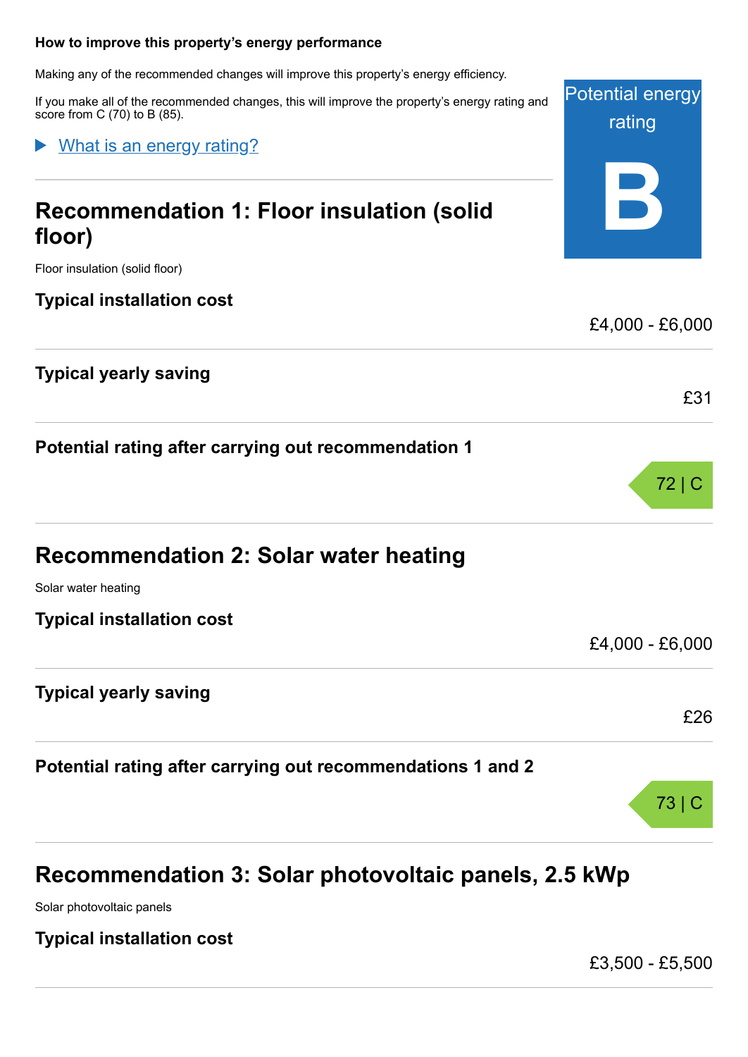### How to improve this property's energy performance

Making any of the recommended changes will improve this property's energy efficiency.

If you make all of the recommended changes, this will improve the property's energy rating and score from C (70) to B (85).

Potential energy rating

**B**

▶ What is an energy rating?

## Recommendation 1: Floor insulation (solid floor)

Floor insulation (solid floor)

| | |
|---|---|
| **Typical installation cost** | £4,000 - £6,000 |
| **Typical yearly saving** | £31 |
| **Potential rating after carrying out recommendation 1** | 72 \| C |

## Recommendation 2: Solar water heating

Solar water heating

| | |
|---|---|
| **Typical installation cost** | £4,000 - £6,000 |
| **Typical yearly saving** | £26 |
| **Potential rating after carrying out recommendations 1 and 2** | 73 \| C |

## Recommendation 3: Solar photovoltaic panels, 2.5 kWp

Solar photovoltaic panels

| | |
|---|---|
| **Typical installation cost** | £3,500 - £5,500 |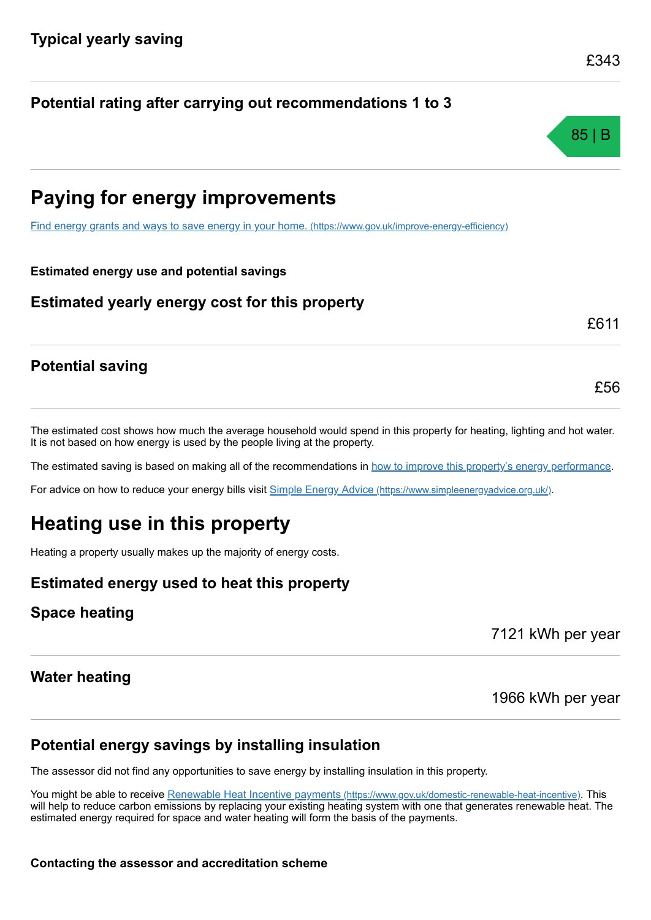### Typical yearly saving

£343

### Potential rating after carrying out recommendations 1 to 3

85 | B

## Paying for energy improvements

[Find energy grants and ways to save energy in your home. (https://www.gov.uk/improve-energy-efficiency)](https://www.gov.uk/improve-energy-efficiency)

**Estimated energy use and potential savings**

### Estimated yearly energy cost for this property

£611

### Potential saving

£56

The estimated cost shows how much the average household would spend in this property for heating, lighting and hot water. It is not based on how energy is used by the people living at the property.

The estimated saving is based on making all of the recommendations in how to improve this property's energy performance.

For advice on how to reduce your energy bills visit [Simple Energy Advice (https://www.simpleenergyadvice.org.uk/)](https://www.simpleenergyadvice.org.uk/).

## Heating use in this property

Heating a property usually makes up the majority of energy costs.

### Estimated energy used to heat this property

### Space heating

7121 kWh per year

### Water heating

1966 kWh per year

### Potential energy savings by installing insulation

The assessor did not find any opportunities to save energy by installing insulation in this property.

You might be able to receive [Renewable Heat Incentive payments (https://www.gov.uk/domestic-renewable-heat-incentive)](https://www.gov.uk/domestic-renewable-heat-incentive). This will help to reduce carbon emissions by replacing your existing heating system with one that generates renewable heat. The estimated energy required for space and water heating will form the basis of the payments.

**Contacting the assessor and accreditation scheme**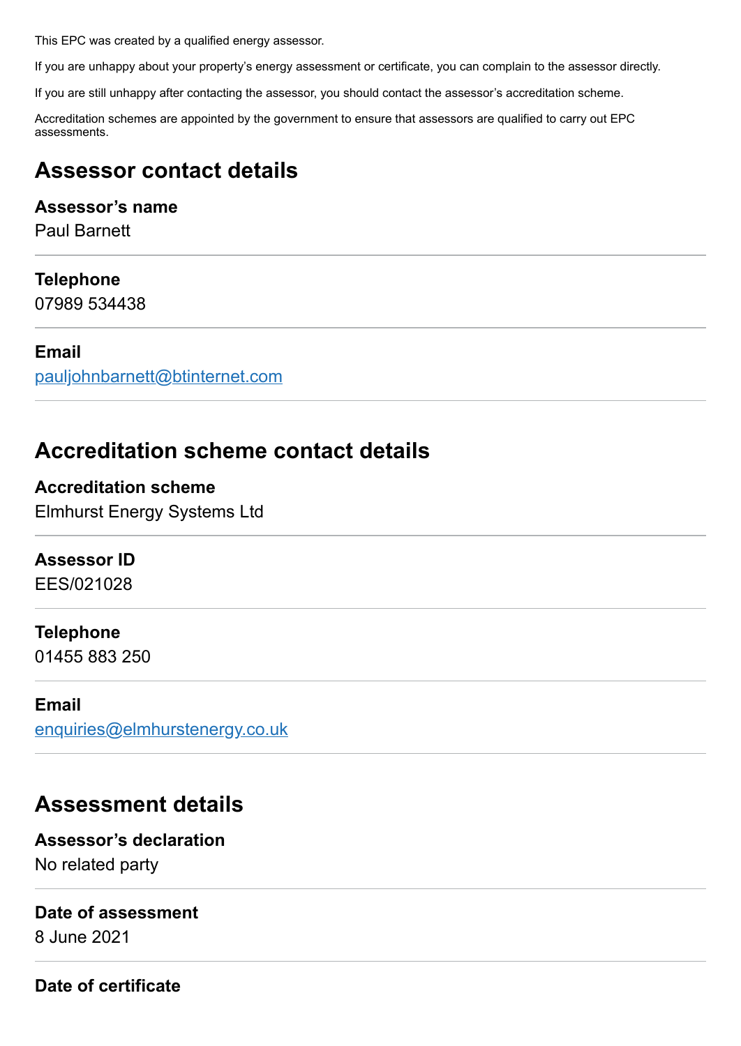This EPC was created by a qualified energy assessor.

If you are unhappy about your property's energy assessment or certificate, you can complain to the assessor directly.

If you are still unhappy after contacting the assessor, you should contact the assessor's accreditation scheme.

Accreditation schemes are appointed by the government to ensure that assessors are qualified to carry out EPC assessments.

## Assessor contact details

**Assessor's name**
Paul Barnett

**Telephone**
07989 534438

**Email**
pauljohnbarnett@btinternet.com

## Accreditation scheme contact details

**Accreditation scheme**
Elmhurst Energy Systems Ltd

**Assessor ID**
EES/021028

**Telephone**
01455 883 250

**Email**
enquiries@elmhurstenergy.co.uk

## Assessment details

**Assessor's declaration**
No related party

**Date of assessment**
8 June 2021

**Date of certificate**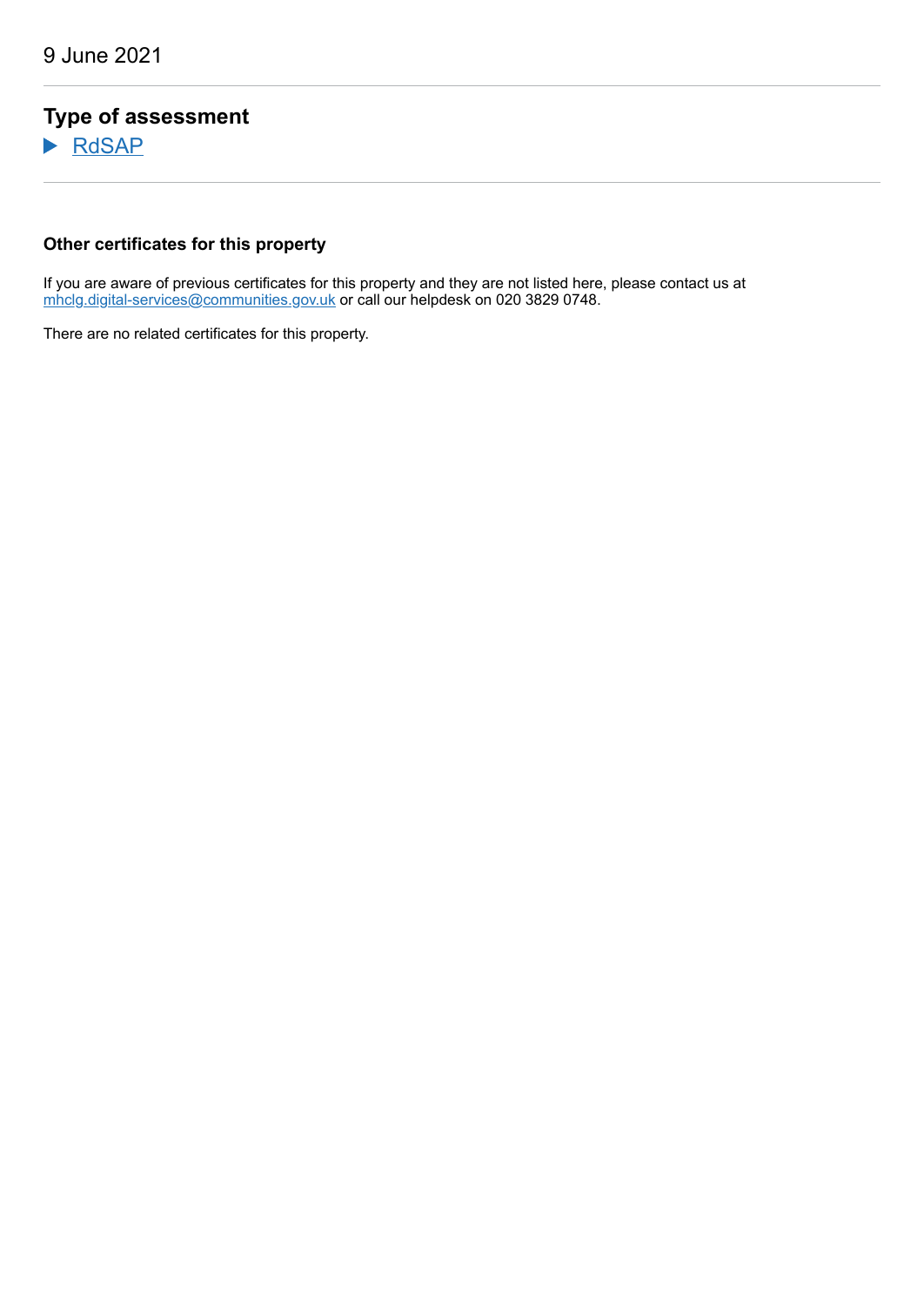9 June 2021

## Type of assessment

▶ RdSAP

### Other certificates for this property

If you are aware of previous certificates for this property and they are not listed here, please contact us at mhclg.digital-services@communities.gov.uk or call our helpdesk on 020 3829 0748.

There are no related certificates for this property.